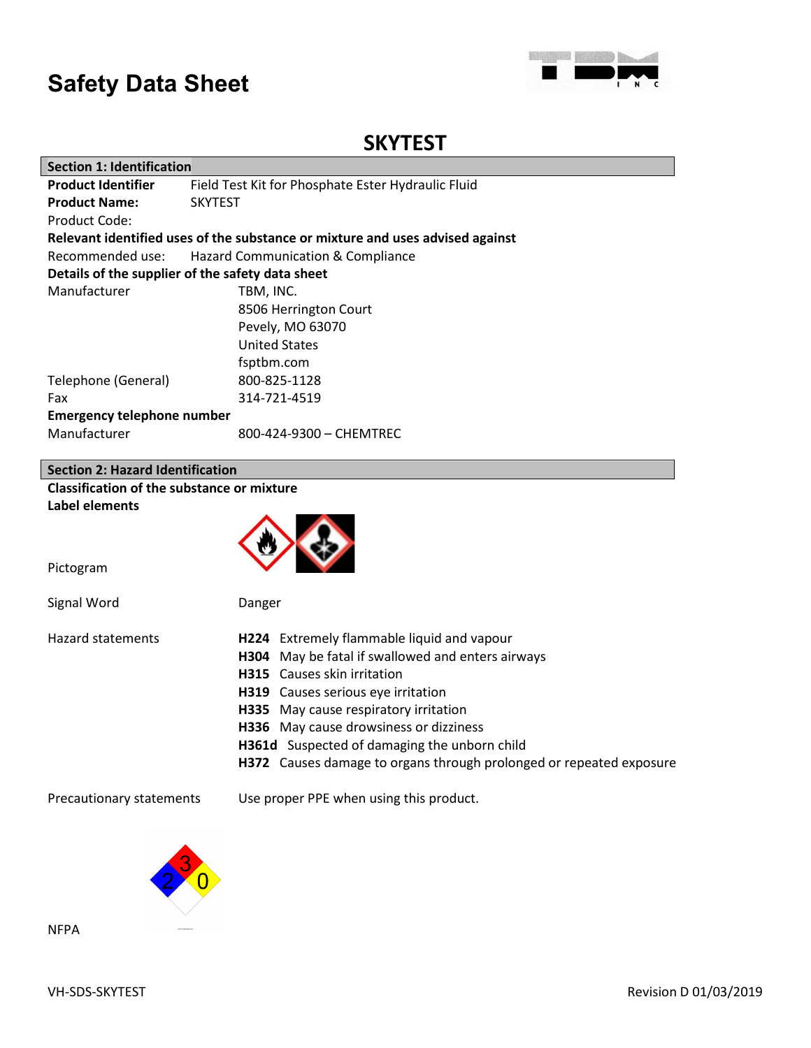# Safety Data Sheet

## SKYTEST

### Section 1: Identification

**Product Identifier** Field Test Kit for Phosphate Ester Hydraulic Fluid

**Product Name:** SKYTEST

Product Code:

**Relevant identified uses of the substance or mixture and uses advised against**

Recommended use: Hazard Communication & Compliance

**Details of the supplier of the safety data sheet**

Manufacturer
TBM, INC.
8506 Herrington Court
Pevely, MO 63070
United States
fsptbm.com

Telephone (General) 800-825-1128

Fax 314-721-4519

**Emergency telephone number**

Manufacturer 800-424-9300 – CHEMTREC

### Section 2: Hazard Identification

**Classification of the substance or mixture**

**Label elements**

Pictogram

Signal Word Danger

Hazard statements

- **H224** Extremely flammable liquid and vapour
- **H304** May be fatal if swallowed and enters airways
- **H315** Causes skin irritation
- **H319** Causes serious eye irritation
- **H335** May cause respiratory irritation
- **H336** May cause drowsiness or dizziness
- **H361d** Suspected of damaging the unborn child
- **H372** Causes damage to organs through prolonged or repeated exposure

Precautionary statements Use proper PPE when using this product.

NFPA

3
2 0

VH-SDS-SKYTEST Revision D 01/03/2019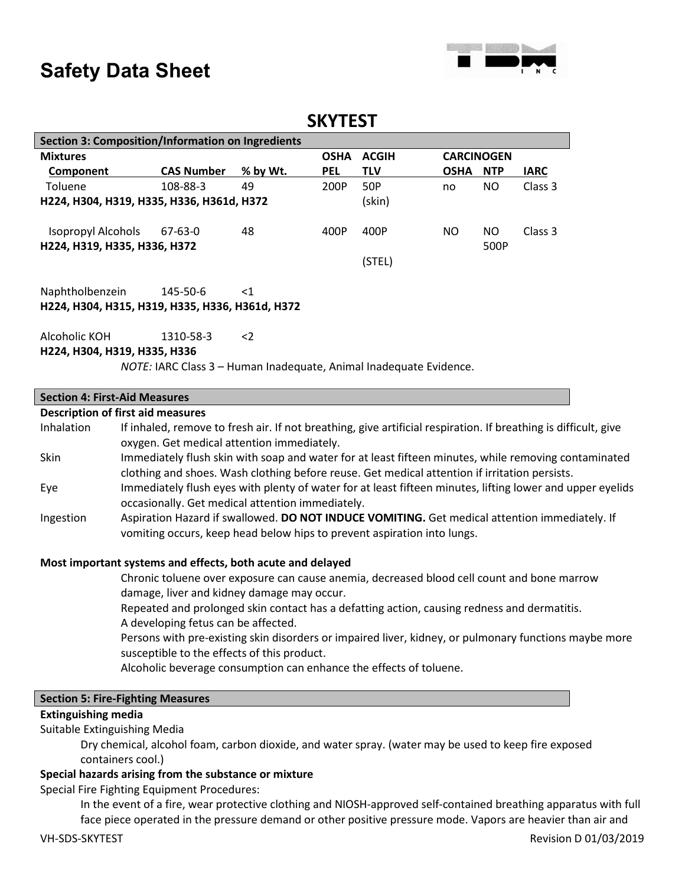# Safety Data Sheet

## SKYTEST

### Section 3: Composition/Information on Ingredients

| Mixtures | | | OSHA | ACGIH | CARCINOGEN | | |
|---|---|---|---|---|---|---|---|
| Component | CAS Number | % by Wt. | PEL | TLV | OSHA | NTP | IARC |
| Toluene | 108-88-3 | 49 | 200P | 50P (skin) | no | NO | Class 3 |
| **H224, H304, H319, H335, H336, H361d, H372** | | | | | | | |
| Isopropyl Alcohols | 67-63-0 | 48 | 400P | 400P (STEL) | NO | NO 500P | Class 3 |
| **H224, H319, H335, H336, H372** | | | | | | | |
| Naphtholbenzein | 145-50-6 | <1 | | | | | |
| **H224, H304, H315, H319, H335, H336, H361d, H372** | | | | | | | |
| Alcoholic KOH | 1310-58-3 | <2 | | | | | |
| **H224, H304, H319, H335, H336** | | | | | | | |

*NOTE:* IARC Class 3 – Human Inadequate, Animal Inadequate Evidence.

### Section 4: First-Aid Measures

**Description of first aid measures**

- **Inhalation**: If inhaled, remove to fresh air. If not breathing, give artificial respiration. If breathing is difficult, give oxygen. Get medical attention immediately.
- **Skin**: Immediately flush skin with soap and water for at least fifteen minutes, while removing contaminated clothing and shoes. Wash clothing before reuse. Get medical attention if irritation persists.
- **Eye**: Immediately flush eyes with plenty of water for at least fifteen minutes, lifting lower and upper eyelids occasionally. Get medical attention immediately.
- **Ingestion**: Aspiration Hazard if swallowed. **DO NOT INDUCE VOMITING.** Get medical attention immediately. If vomiting occurs, keep head below hips to prevent aspiration into lungs.

**Most important systems and effects, both acute and delayed**

Chronic toluene over exposure can cause anemia, decreased blood cell count and bone marrow damage, liver and kidney damage may occur.

Repeated and prolonged skin contact has a defatting action, causing redness and dermatitis.

A developing fetus can be affected.

Persons with pre-existing skin disorders or impaired liver, kidney, or pulmonary functions maybe more susceptible to the effects of this product.

Alcoholic beverage consumption can enhance the effects of toluene.

### Section 5: Fire-Fighting Measures

**Extinguishing media**

Suitable Extinguishing Media

Dry chemical, alcohol foam, carbon dioxide, and water spray. (water may be used to keep fire exposed containers cool.)

**Special hazards arising from the substance or mixture**

Special Fire Fighting Equipment Procedures:

In the event of a fire, wear protective clothing and NIOSH-approved self-contained breathing apparatus with full face piece operated in the pressure demand or other positive pressure mode. Vapors are heavier than air and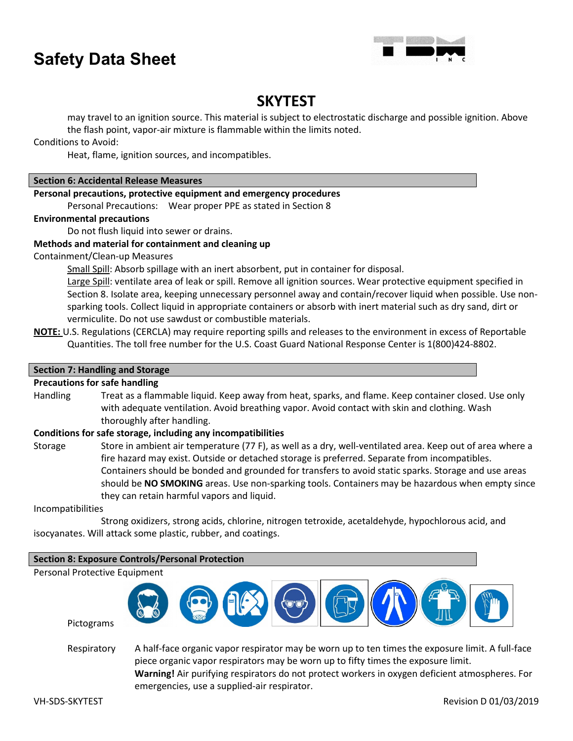may travel to an ignition source. This material is subject to electrostatic discharge and possible ignition. Above the flash point, vapor-air mixture is flammable within the limits noted.

Conditions to Avoid:

Heat, flame, ignition sources, and incompatibles.

## Section 6: Accidental Release Measures

**Personal precautions, protective equipment and emergency procedures**

Personal Precautions: Wear proper PPE as stated in Section 8

**Environmental precautions**

Do not flush liquid into sewer or drains.

**Methods and material for containment and cleaning up**

Containment/Clean-up Measures

Small Spill: Absorb spillage with an inert absorbent, put in container for disposal.

Large Spill: ventilate area of leak or spill. Remove all ignition sources. Wear protective equipment specified in Section 8. Isolate area, keeping unnecessary personnel away and contain/recover liquid when possible. Use non-sparking tools. Collect liquid in appropriate containers or absorb with inert material such as dry sand, dirt or vermiculite. Do not use sawdust or combustible materials.

**NOTE:** U.S. Regulations (CERCLA) may require reporting spills and releases to the environment in excess of Reportable Quantities. The toll free number for the U.S. Coast Guard National Response Center is 1(800)424-8802.

## Section 7: Handling and Storage

**Precautions for safe handling**

Handling: Treat as a flammable liquid. Keep away from heat, sparks, and flame. Keep container closed. Use only with adequate ventilation. Avoid breathing vapor. Avoid contact with skin and clothing. Wash thoroughly after handling.

**Conditions for safe storage, including any incompatibilities**

Storage: Store in ambient air temperature (77 F), as well as a dry, well-ventilated area. Keep out of area where a fire hazard may exist. Outside or detached storage is preferred. Separate from incompatibles. Containers should be bonded and grounded for transfers to avoid static sparks. Storage and use areas should be **NO SMOKING** areas. Use non-sparking tools. Containers may be hazardous when empty since they can retain harmful vapors and liquid.

Incompatibilities

Strong oxidizers, strong acids, chlorine, nitrogen tetroxide, acetaldehyde, hypochlorous acid, and isocyanates. Will attack some plastic, rubber, and coatings.

## Section 8: Exposure Controls/Personal Protection

Personal Protective Equipment

Pictograms

Respiratory: A half-face organic vapor respirator may be worn up to ten times the exposure limit. A full-face piece organic vapor respirators may be worn up to fifty times the exposure limit.
**Warning!** Air purifying respirators do not protect workers in oxygen deficient atmospheres. For emergencies, use a supplied-air respirator.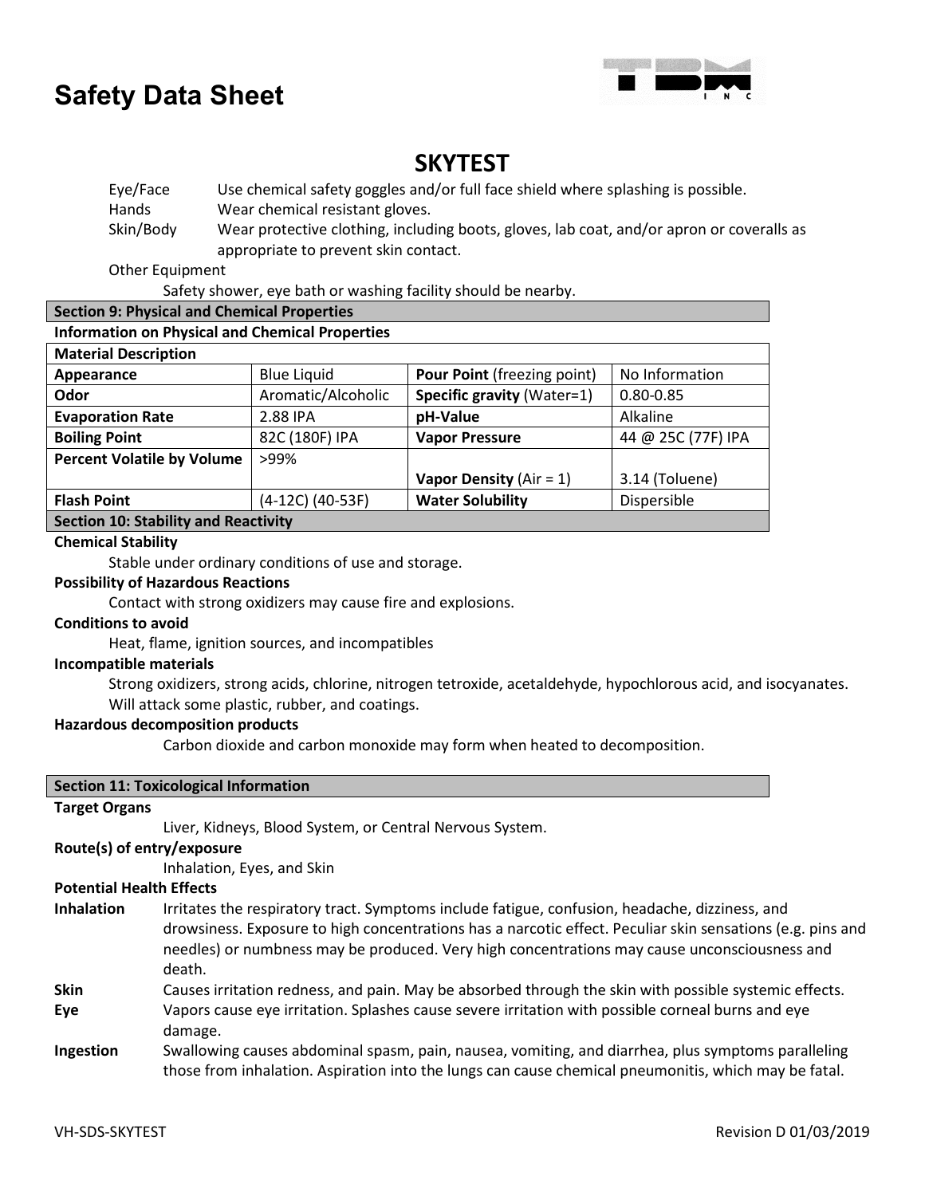# Safety Data Sheet

## SKYTEST

Eye/Face — Use chemical safety goggles and/or full face shield where splashing is possible.

Hands — Wear chemical resistant gloves.

Skin/Body — Wear protective clothing, including boots, gloves, lab coat, and/or apron or coveralls as appropriate to prevent skin contact.

Other Equipment

Safety shower, eye bath or washing facility should be nearby.

## Section 9: Physical and Chemical Properties

**Information on Physical and Chemical Properties**

| Material Description | | | |
|---|---|---|---|
| **Appearance** | Blue Liquid | **Pour Point** (freezing point) | No Information |
| **Odor** | Aromatic/Alcoholic | **Specific gravity** (Water=1) | 0.80-0.85 |
| **Evaporation Rate** | 2.88 IPA | **pH-Value** | Alkaline |
| **Boiling Point** | 82C (180F) IPA | **Vapor Pressure** | 44 @ 25C (77F) IPA |
| **Percent Volatile by Volume** | >99% | **Vapor Density** (Air = 1) | 3.14 (Toluene) |
| **Flash Point** | (4-12C) (40-53F) | **Water Solubility** | Dispersible |

## Section 10: Stability and Reactivity

**Chemical Stability**

Stable under ordinary conditions of use and storage.

**Possibility of Hazardous Reactions**

Contact with strong oxidizers may cause fire and explosions.

**Conditions to avoid**

Heat, flame, ignition sources, and incompatibles

**Incompatible materials**

Strong oxidizers, strong acids, chlorine, nitrogen tetroxide, acetaldehyde, hypochlorous acid, and isocyanates. Will attack some plastic, rubber, and coatings.

**Hazardous decomposition products**

Carbon dioxide and carbon monoxide may form when heated to decomposition.

## Section 11: Toxicological Information

**Target Organs**

Liver, Kidneys, Blood System, or Central Nervous System.

**Route(s) of entry/exposure**

Inhalation, Eyes, and Skin

**Potential Health Effects**

**Inhalation** — Irritates the respiratory tract. Symptoms include fatigue, confusion, headache, dizziness, and drowsiness. Exposure to high concentrations has a narcotic effect. Peculiar skin sensations (e.g. pins and needles) or numbness may be produced. Very high concentrations may cause unconsciousness and death.

**Skin** — Causes irritation redness, and pain. May be absorbed through the skin with possible systemic effects.

**Eye** — Vapors cause eye irritation. Splashes cause severe irritation with possible corneal burns and eye damage.

**Ingestion** — Swallowing causes abdominal spasm, pain, nausea, vomiting, and diarrhea, plus symptoms paralleling those from inhalation. Aspiration into the lungs can cause chemical pneumonitis, which may be fatal.

VH-SDS-SKYTEST Revision D 01/03/2019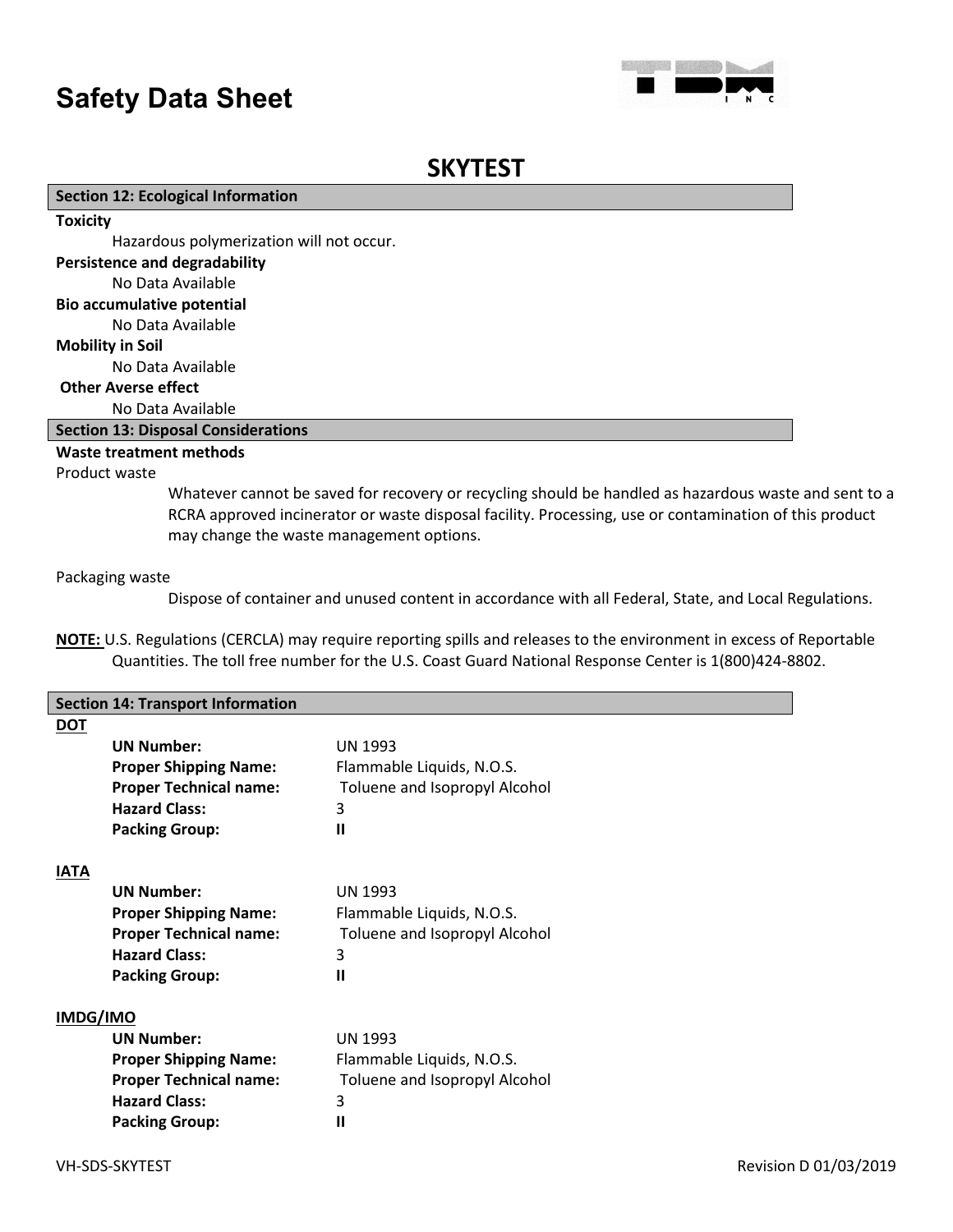# Safety Data Sheet

## SKYTEST

### Section 12: Ecological Information

**Toxicity**

Hazardous polymerization will not occur.

**Persistence and degradability**

No Data Available

**Bio accumulative potential**

No Data Available

**Mobility in Soil**

No Data Available

**Other Averse effect**

No Data Available

### Section 13: Disposal Considerations

**Waste treatment methods**

Product waste

Whatever cannot be saved for recovery or recycling should be handled as hazardous waste and sent to a RCRA approved incinerator or waste disposal facility. Processing, use or contamination of this product may change the waste management options.

Packaging waste

Dispose of container and unused content in accordance with all Federal, State, and Local Regulations.

**NOTE:** U.S. Regulations (CERCLA) may require reporting spills and releases to the environment in excess of Reportable Quantities. The toll free number for the U.S. Coast Guard National Response Center is 1(800)424-8802.

### Section 14: Transport Information

**DOT**

| | |
|---|---|
| **UN Number:** | UN 1993 |
| **Proper Shipping Name:** | Flammable Liquids, N.O.S. |
| **Proper Technical name:** | Toluene and Isopropyl Alcohol |
| **Hazard Class:** | 3 |
| **Packing Group:** | **II** |

**IATA**

| | |
|---|---|
| **UN Number:** | UN 1993 |
| **Proper Shipping Name:** | Flammable Liquids, N.O.S. |
| **Proper Technical name:** | Toluene and Isopropyl Alcohol |
| **Hazard Class:** | 3 |
| **Packing Group:** | **II** |

**IMDG/IMO**

| | |
|---|---|
| **UN Number:** | UN 1993 |
| **Proper Shipping Name:** | Flammable Liquids, N.O.S. |
| **Proper Technical name:** | Toluene and Isopropyl Alcohol |
| **Hazard Class:** | 3 |
| **Packing Group:** | **II** |

VH-SDS-SKYTEST Revision D 01/03/2019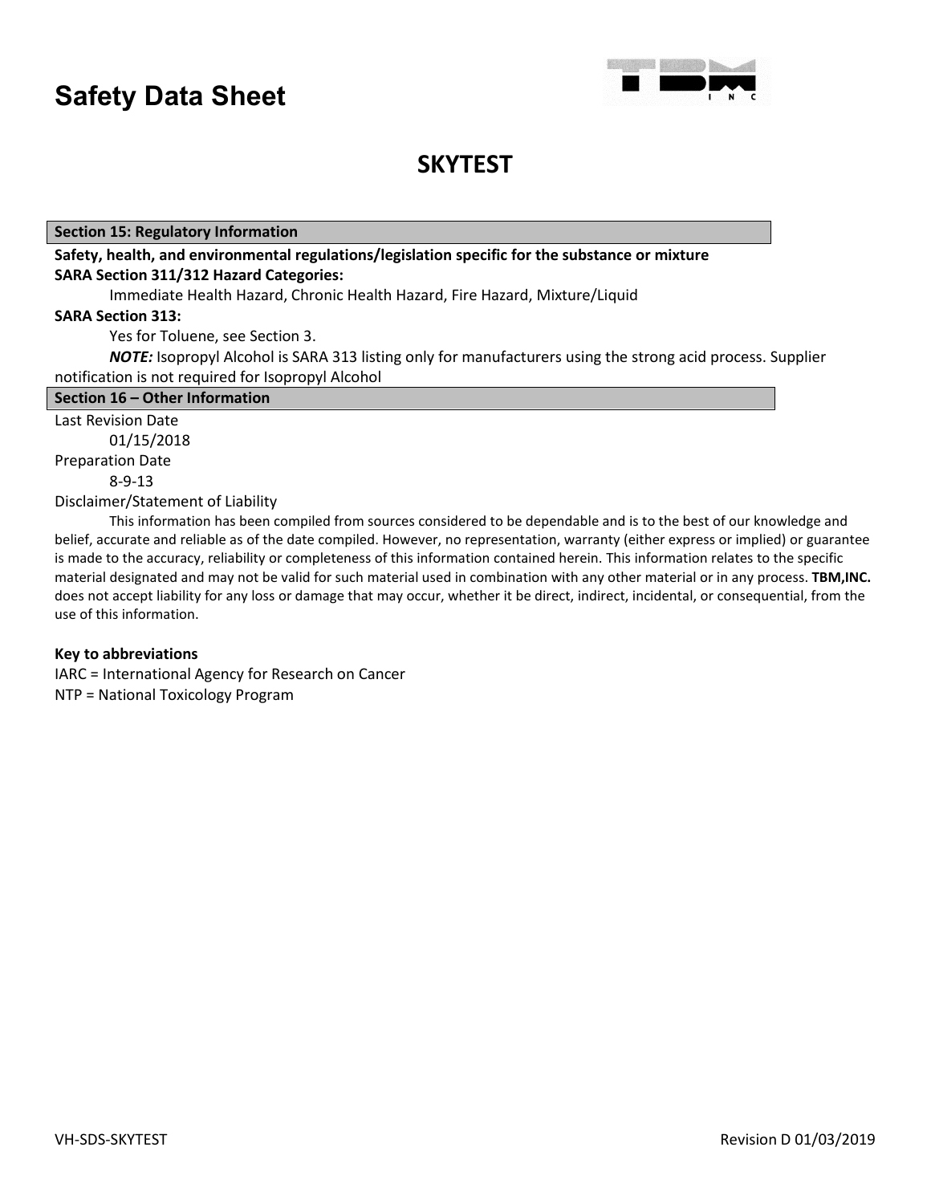# Safety Data Sheet

## SKYTEST

### Section 15: Regulatory Information

**Safety, health, and environmental regulations/legislation specific for the substance or mixture**

**SARA Section 311/312 Hazard Categories:**

Immediate Health Hazard, Chronic Health Hazard, Fire Hazard, Mixture/Liquid

**SARA Section 313:**

Yes for Toluene, see Section 3.

***NOTE:*** Isopropyl Alcohol is SARA 313 listing only for manufacturers using the strong acid process. Supplier notification is not required for Isopropyl Alcohol

### Section 16 – Other Information

Last Revision Date

01/15/2018

Preparation Date

8-9-13

Disclaimer/Statement of Liability

This information has been compiled from sources considered to be dependable and is to the best of our knowledge and belief, accurate and reliable as of the date compiled. However, no representation, warranty (either express or implied) or guarantee is made to the accuracy, reliability or completeness of this information contained herein. This information relates to the specific material designated and may not be valid for such material used in combination with any other material or in any process. **TBM,INC.** does not accept liability for any loss or damage that may occur, whether it be direct, indirect, incidental, or consequential, from the use of this information.

**Key to abbreviations**

IARC = International Agency for Research on Cancer

NTP = National Toxicology Program